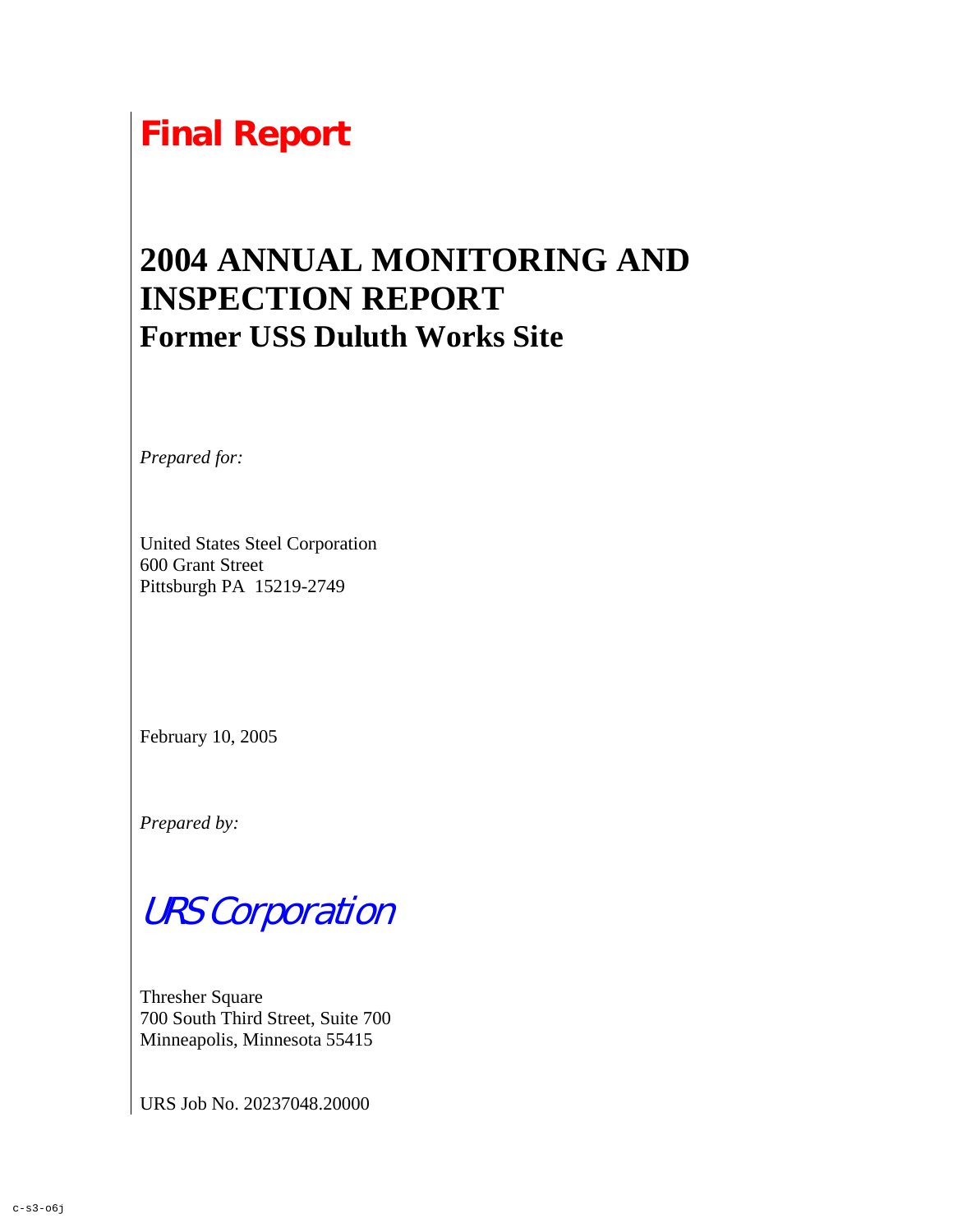# Final Report

# 2004 ANNUAL MONITORING AND INSPECTION REPORT

## Former USS Duluth Works Site

*Prepared for:*

United States Steel Corporation
600 Grant Street
Pittsburgh PA 15219-2749

February 10, 2005

*Prepared by:*

URS Corporation

Thresher Square
700 South Third Street, Suite 700
Minneapolis, Minnesota 55415

URS Job No. 20237048.20000

c-s3-o6j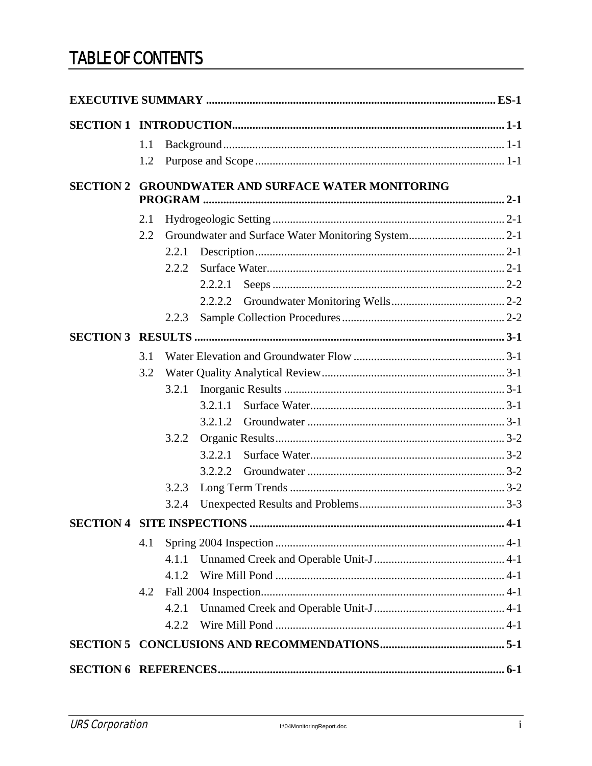# TABLE OF CONTENTS

**EXECUTIVE SUMMARY .................................................................................................... ES-1**

**SECTION 1 INTRODUCTION.............................................................................................. 1-1**

- 1.1 Background ................................................................................................ 1-1
- 1.2 Purpose and Scope ..................................................................................... 1-1

**SECTION 2 GROUNDWATER AND SURFACE WATER MONITORING PROGRAM ........................................................................................................ 2-1**

- 2.1 Hydrogeologic Setting ................................................................................ 2-1
- 2.2 Groundwater and Surface Water Monitoring System................................. 2-1
  - 2.2.1 Description..................................................................................... 2-1
  - 2.2.2 Surface Water.................................................................................. 2-1
    - 2.2.2.1 Seeps ................................................................................ 2-2
    - 2.2.2.2 Groundwater Monitoring Wells....................................... 2-2
  - 2.2.3 Sample Collection Procedures ........................................................ 2-2

**SECTION 3 RESULTS ........................................................................................................... 3-1**

- 3.1 Water Elevation and Groundwater Flow .................................................... 3-1
- 3.2 Water Quality Analytical Review............................................................... 3-1
  - 3.2.1 Inorganic Results ............................................................................ 3-1
    - 3.2.1.1 Surface Water................................................................... 3-1
    - 3.2.1.2 Groundwater .................................................................... 3-1
  - 3.2.2 Organic Results............................................................................... 3-2
    - 3.2.2.1 Surface Water................................................................... 3-2
    - 3.2.2.2 Groundwater .................................................................... 3-2
  - 3.2.3 Long Term Trends .......................................................................... 3-2
  - 3.2.4 Unexpected Results and Problems.................................................. 3-3

**SECTION 4 SITE INSPECTIONS ........................................................................................ 4-1**

- 4.1 Spring 2004 Inspection ............................................................................... 4-1
  - 4.1.1 Unnamed Creek and Operable Unit-J............................................. 4-1
  - 4.1.2 Wire Mill Pond ............................................................................... 4-1
- 4.2 Fall 2004 Inspection.................................................................................... 4-1
  - 4.2.1 Unnamed Creek and Operable Unit-J............................................. 4-1
  - 4.2.2 Wire Mill Pond ............................................................................... 4-1

**SECTION 5 CONCLUSIONS AND RECOMMENDATIONS........................................... 5-1**

**SECTION 6 REFERENCES.................................................................................................. 6-1**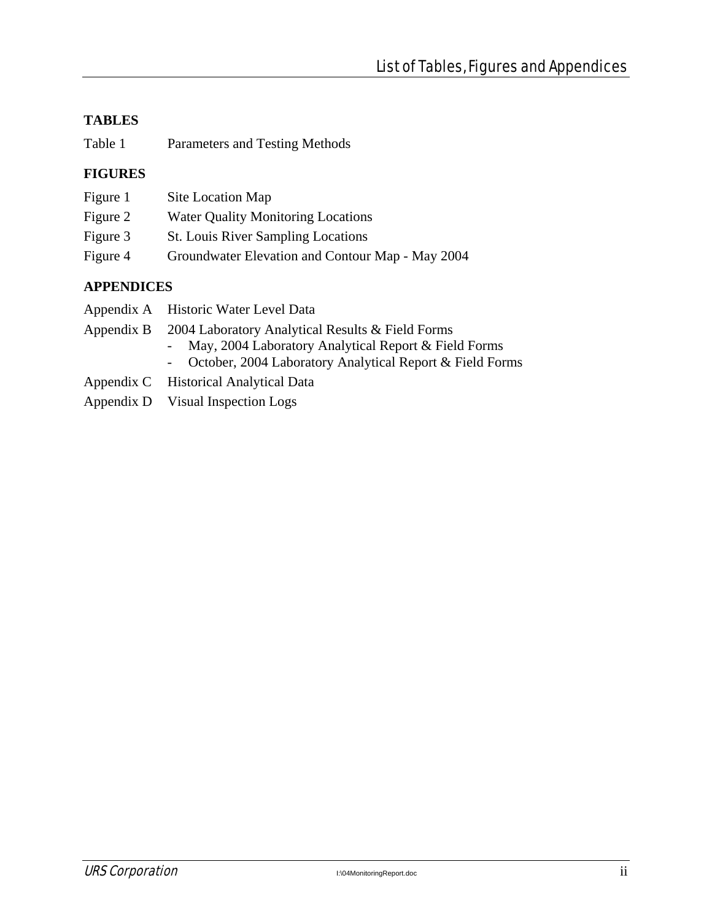# List of Tables, Figures and Appendices

### TABLES

Table 1 Parameters and Testing Methods

### FIGURES

Figure 1 Site Location Map

Figure 2 Water Quality Monitoring Locations

Figure 3 St. Louis River Sampling Locations

Figure 4 Groundwater Elevation and Contour Map - May 2004

### APPENDICES

Appendix A Historic Water Level Data

Appendix B 2004 Laboratory Analytical Results & Field Forms
- May, 2004 Laboratory Analytical Report & Field Forms
- October, 2004 Laboratory Analytical Report & Field Forms

Appendix C Historical Analytical Data

Appendix D Visual Inspection Logs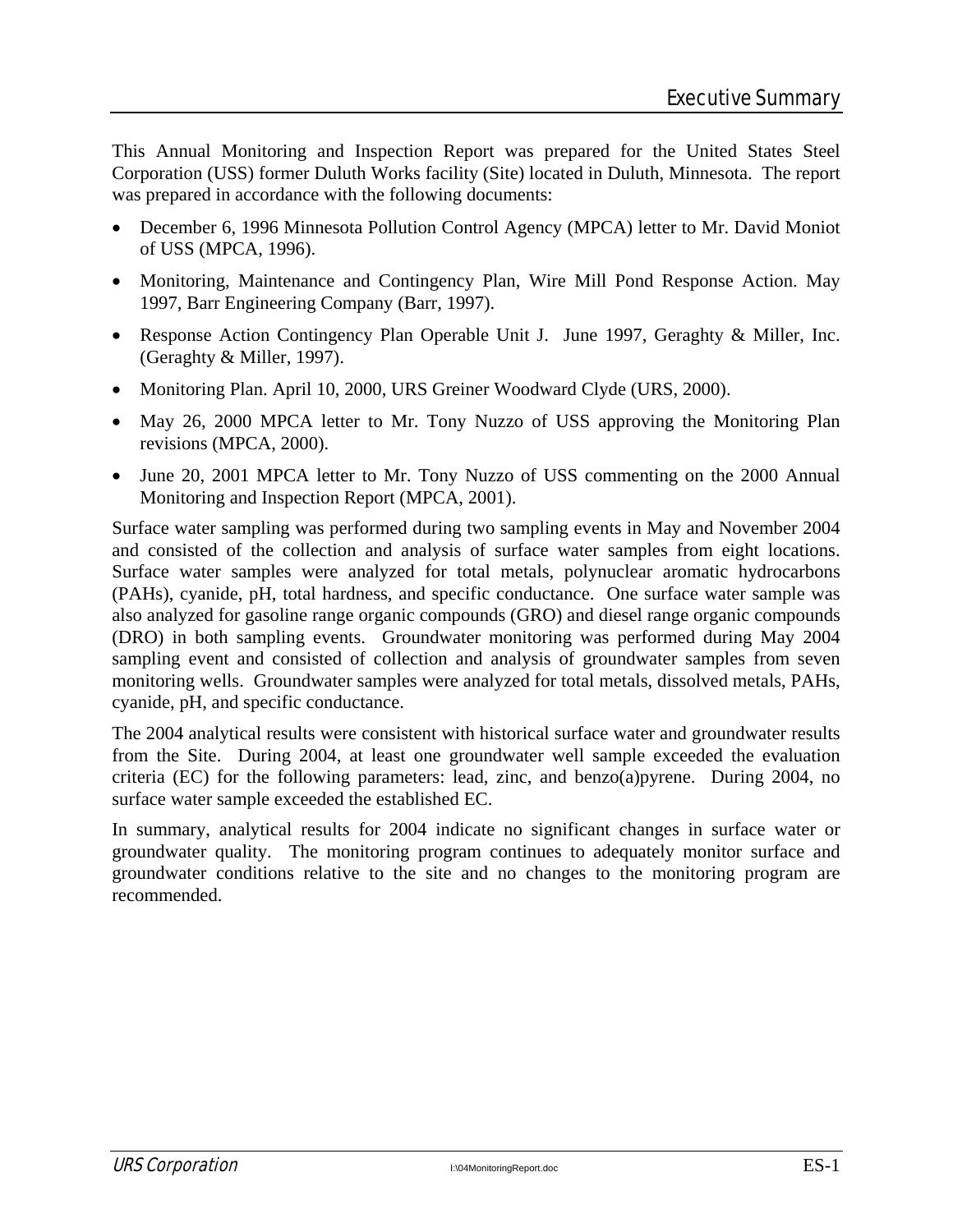# Executive Summary

This Annual Monitoring and Inspection Report was prepared for the United States Steel Corporation (USS) former Duluth Works facility (Site) located in Duluth, Minnesota. The report was prepared in accordance with the following documents:

- December 6, 1996 Minnesota Pollution Control Agency (MPCA) letter to Mr. David Moniot of USS (MPCA, 1996).
- Monitoring, Maintenance and Contingency Plan, Wire Mill Pond Response Action. May 1997, Barr Engineering Company (Barr, 1997).
- Response Action Contingency Plan Operable Unit J. June 1997, Geraghty & Miller, Inc. (Geraghty & Miller, 1997).
- Monitoring Plan. April 10, 2000, URS Greiner Woodward Clyde (URS, 2000).
- May 26, 2000 MPCA letter to Mr. Tony Nuzzo of USS approving the Monitoring Plan revisions (MPCA, 2000).
- June 20, 2001 MPCA letter to Mr. Tony Nuzzo of USS commenting on the 2000 Annual Monitoring and Inspection Report (MPCA, 2001).

Surface water sampling was performed during two sampling events in May and November 2004 and consisted of the collection and analysis of surface water samples from eight locations. Surface water samples were analyzed for total metals, polynuclear aromatic hydrocarbons (PAHs), cyanide, pH, total hardness, and specific conductance. One surface water sample was also analyzed for gasoline range organic compounds (GRO) and diesel range organic compounds (DRO) in both sampling events. Groundwater monitoring was performed during May 2004 sampling event and consisted of collection and analysis of groundwater samples from seven monitoring wells. Groundwater samples were analyzed for total metals, dissolved metals, PAHs, cyanide, pH, and specific conductance.

The 2004 analytical results were consistent with historical surface water and groundwater results from the Site. During 2004, at least one groundwater well sample exceeded the evaluation criteria (EC) for the following parameters: lead, zinc, and benzo(a)pyrene. During 2004, no surface water sample exceeded the established EC.

In summary, analytical results for 2004 indicate no significant changes in surface water or groundwater quality. The monitoring program continues to adequately monitor surface and groundwater conditions relative to the site and no changes to the monitoring program are recommended.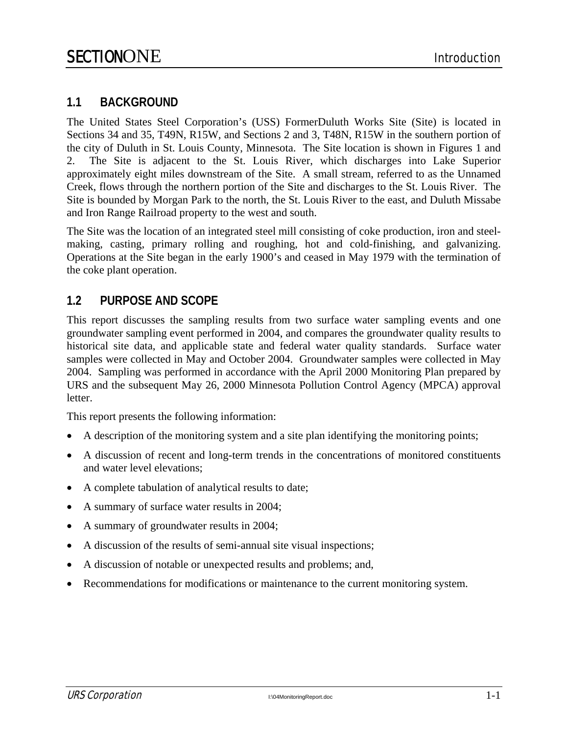# SECTION ONE Introduction

## 1.1 BACKGROUND

The United States Steel Corporation's (USS) FormerDuluth Works Site (Site) is located in Sections 34 and 35, T49N, R15W, and Sections 2 and 3, T48N, R15W in the southern portion of the city of Duluth in St. Louis County, Minnesota. The Site location is shown in Figures 1 and 2. The Site is adjacent to the St. Louis River, which discharges into Lake Superior approximately eight miles downstream of the Site. A small stream, referred to as the Unnamed Creek, flows through the northern portion of the Site and discharges to the St. Louis River. The Site is bounded by Morgan Park to the north, the St. Louis River to the east, and Duluth Missabe and Iron Range Railroad property to the west and south.

The Site was the location of an integrated steel mill consisting of coke production, iron and steel-making, casting, primary rolling and roughing, hot and cold-finishing, and galvanizing. Operations at the Site began in the early 1900's and ceased in May 1979 with the termination of the coke plant operation.

## 1.2 PURPOSE AND SCOPE

This report discusses the sampling results from two surface water sampling events and one groundwater sampling event performed in 2004, and compares the groundwater quality results to historical site data, and applicable state and federal water quality standards. Surface water samples were collected in May and October 2004. Groundwater samples were collected in May 2004. Sampling was performed in accordance with the April 2000 Monitoring Plan prepared by URS and the subsequent May 26, 2000 Minnesota Pollution Control Agency (MPCA) approval letter.

This report presents the following information:

- A description of the monitoring system and a site plan identifying the monitoring points;
- A discussion of recent and long-term trends in the concentrations of monitored constituents and water level elevations;
- A complete tabulation of analytical results to date;
- A summary of surface water results in 2004;
- A summary of groundwater results in 2004;
- A discussion of the results of semi-annual site visual inspections;
- A discussion of notable or unexpected results and problems; and,
- Recommendations for modifications or maintenance to the current monitoring system.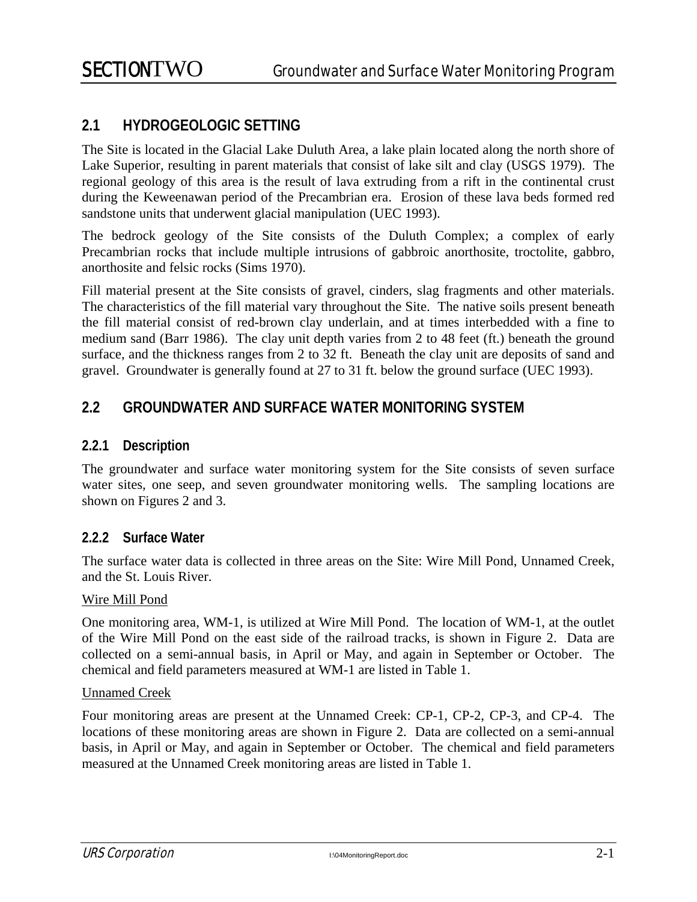## 2.1 HYDROGEOLOGIC SETTING

The Site is located in the Glacial Lake Duluth Area, a lake plain located along the north shore of Lake Superior, resulting in parent materials that consist of lake silt and clay (USGS 1979). The regional geology of this area is the result of lava extruding from a rift in the continental crust during the Keweenawan period of the Precambrian era. Erosion of these lava beds formed red sandstone units that underwent glacial manipulation (UEC 1993).

The bedrock geology of the Site consists of the Duluth Complex; a complex of early Precambrian rocks that include multiple intrusions of gabbroic anorthosite, troctolite, gabbro, anorthosite and felsic rocks (Sims 1970).

Fill material present at the Site consists of gravel, cinders, slag fragments and other materials. The characteristics of the fill material vary throughout the Site. The native soils present beneath the fill material consist of red-brown clay underlain, and at times interbedded with a fine to medium sand (Barr 1986). The clay unit depth varies from 2 to 48 feet (ft.) beneath the ground surface, and the thickness ranges from 2 to 32 ft. Beneath the clay unit are deposits of sand and gravel. Groundwater is generally found at 27 to 31 ft. below the ground surface (UEC 1993).

## 2.2 GROUNDWATER AND SURFACE WATER MONITORING SYSTEM

### 2.2.1 Description

The groundwater and surface water monitoring system for the Site consists of seven surface water sites, one seep, and seven groundwater monitoring wells. The sampling locations are shown on Figures 2 and 3.

### 2.2.2 Surface Water

The surface water data is collected in three areas on the Site: Wire Mill Pond, Unnamed Creek, and the St. Louis River.

Wire Mill Pond

One monitoring area, WM-1, is utilized at Wire Mill Pond. The location of WM-1, at the outlet of the Wire Mill Pond on the east side of the railroad tracks, is shown in Figure 2. Data are collected on a semi-annual basis, in April or May, and again in September or October. The chemical and field parameters measured at WM-1 are listed in Table 1.

Unnamed Creek

Four monitoring areas are present at the Unnamed Creek: CP-1, CP-2, CP-3, and CP-4. The locations of these monitoring areas are shown in Figure 2. Data are collected on a semi-annual basis, in April or May, and again in September or October. The chemical and field parameters measured at the Unnamed Creek monitoring areas are listed in Table 1.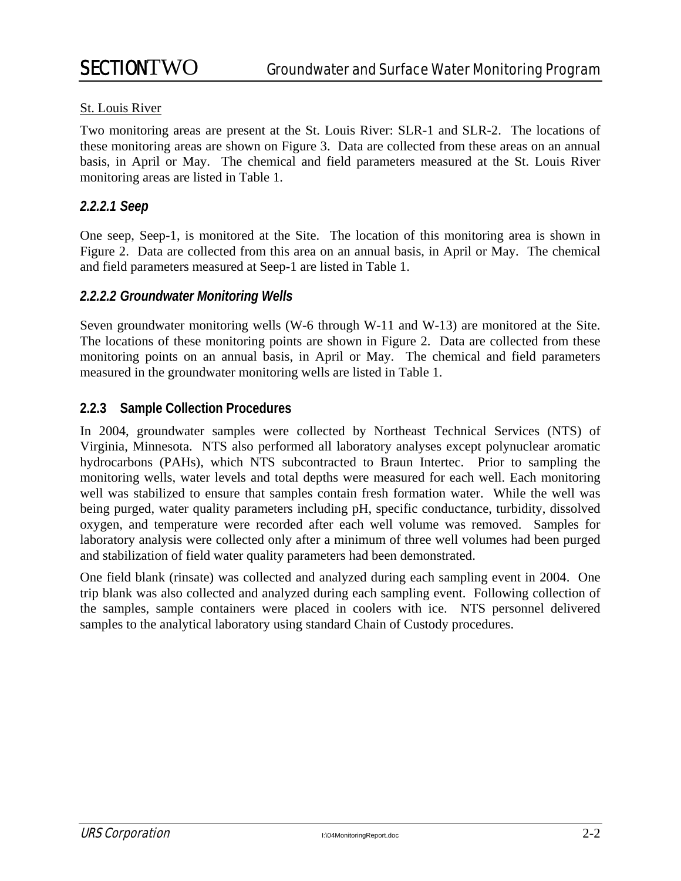St. Louis River

Two monitoring areas are present at the St. Louis River: SLR-1 and SLR-2. The locations of these monitoring areas are shown on Figure 3. Data are collected from these areas on an annual basis, in April or May. The chemical and field parameters measured at the St. Louis River monitoring areas are listed in Table 1.

#### *2.2.2.1 Seep*

One seep, Seep-1, is monitored at the Site. The location of this monitoring area is shown in Figure 2. Data are collected from this area on an annual basis, in April or May. The chemical and field parameters measured at Seep-1 are listed in Table 1.

#### *2.2.2.2 Groundwater Monitoring Wells*

Seven groundwater monitoring wells (W-6 through W-11 and W-13) are monitored at the Site. The locations of these monitoring points are shown in Figure 2. Data are collected from these monitoring points on an annual basis, in April or May. The chemical and field parameters measured in the groundwater monitoring wells are listed in Table 1.

### 2.2.3 Sample Collection Procedures

In 2004, groundwater samples were collected by Northeast Technical Services (NTS) of Virginia, Minnesota. NTS also performed all laboratory analyses except polynuclear aromatic hydrocarbons (PAHs), which NTS subcontracted to Braun Intertec. Prior to sampling the monitoring wells, water levels and total depths were measured for each well. Each monitoring well was stabilized to ensure that samples contain fresh formation water. While the well was being purged, water quality parameters including pH, specific conductance, turbidity, dissolved oxygen, and temperature were recorded after each well volume was removed. Samples for laboratory analysis were collected only after a minimum of three well volumes had been purged and stabilization of field water quality parameters had been demonstrated.

One field blank (rinsate) was collected and analyzed during each sampling event in 2004. One trip blank was also collected and analyzed during each sampling event. Following collection of the samples, sample containers were placed in coolers with ice. NTS personnel delivered samples to the analytical laboratory using standard Chain of Custody procedures.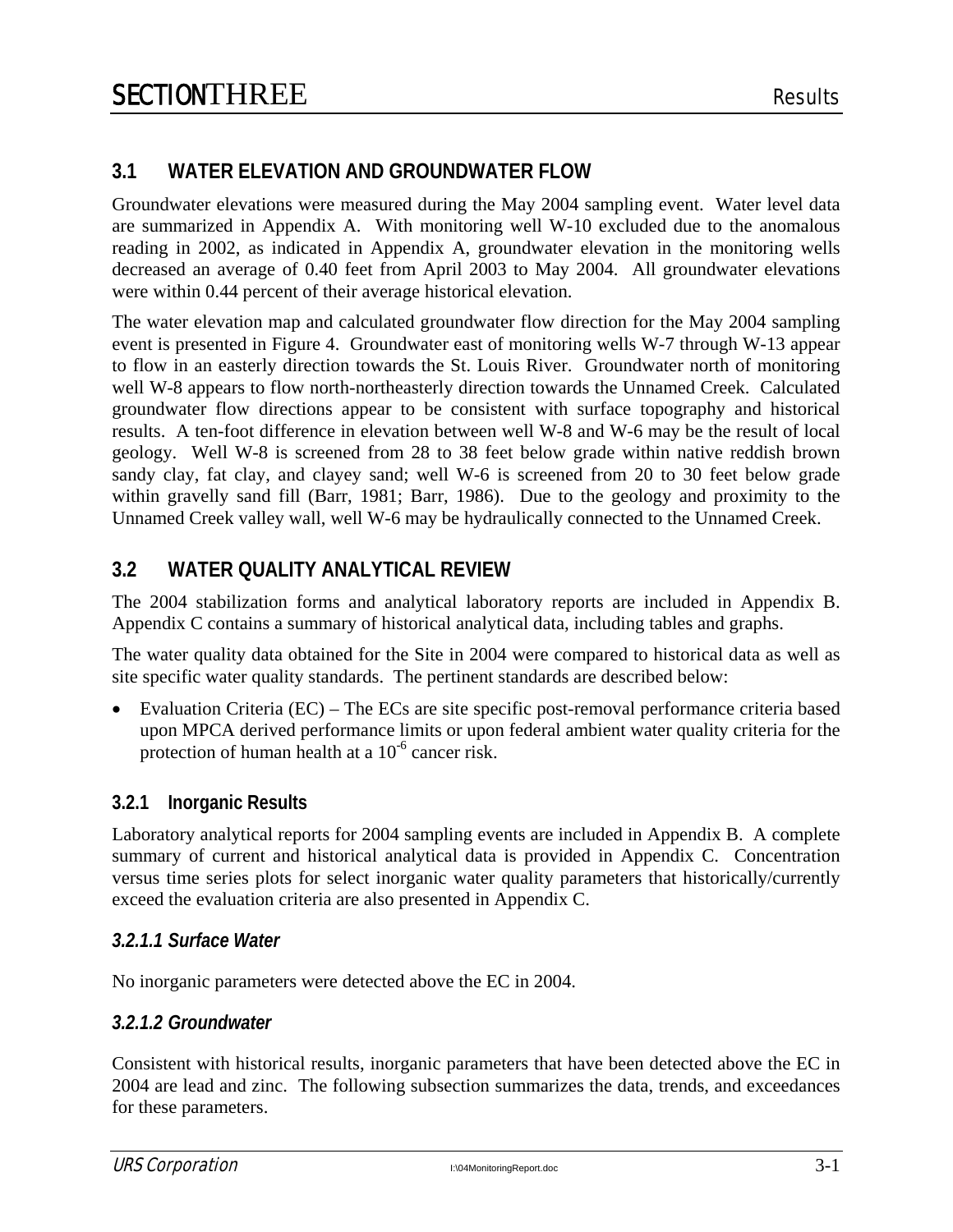## 3.1 WATER ELEVATION AND GROUNDWATER FLOW

Groundwater elevations were measured during the May 2004 sampling event. Water level data are summarized in Appendix A. With monitoring well W-10 excluded due to the anomalous reading in 2002, as indicated in Appendix A, groundwater elevation in the monitoring wells decreased an average of 0.40 feet from April 2003 to May 2004. All groundwater elevations were within 0.44 percent of their average historical elevation.

The water elevation map and calculated groundwater flow direction for the May 2004 sampling event is presented in Figure 4. Groundwater east of monitoring wells W-7 through W-13 appear to flow in an easterly direction towards the St. Louis River. Groundwater north of monitoring well W-8 appears to flow north-northeasterly direction towards the Unnamed Creek. Calculated groundwater flow directions appear to be consistent with surface topography and historical results. A ten-foot difference in elevation between well W-8 and W-6 may be the result of local geology. Well W-8 is screened from 28 to 38 feet below grade within native reddish brown sandy clay, fat clay, and clayey sand; well W-6 is screened from 20 to 30 feet below grade within gravelly sand fill (Barr, 1981; Barr, 1986). Due to the geology and proximity to the Unnamed Creek valley wall, well W-6 may be hydraulically connected to the Unnamed Creek.

## 3.2 WATER QUALITY ANALYTICAL REVIEW

The 2004 stabilization forms and analytical laboratory reports are included in Appendix B. Appendix C contains a summary of historical analytical data, including tables and graphs.

The water quality data obtained for the Site in 2004 were compared to historical data as well as site specific water quality standards. The pertinent standards are described below:

- Evaluation Criteria (EC) – The ECs are site specific post-removal performance criteria based upon MPCA derived performance limits or upon federal ambient water quality criteria for the protection of human health at a $10^{-6}$ cancer risk.

### 3.2.1 Inorganic Results

Laboratory analytical reports for 2004 sampling events are included in Appendix B. A complete summary of current and historical analytical data is provided in Appendix C. Concentration versus time series plots for select inorganic water quality parameters that historically/currently exceed the evaluation criteria are also presented in Appendix C.

#### *3.2.1.1 Surface Water*

No inorganic parameters were detected above the EC in 2004.

#### *3.2.1.2 Groundwater*

Consistent with historical results, inorganic parameters that have been detected above the EC in 2004 are lead and zinc. The following subsection summarizes the data, trends, and exceedances for these parameters.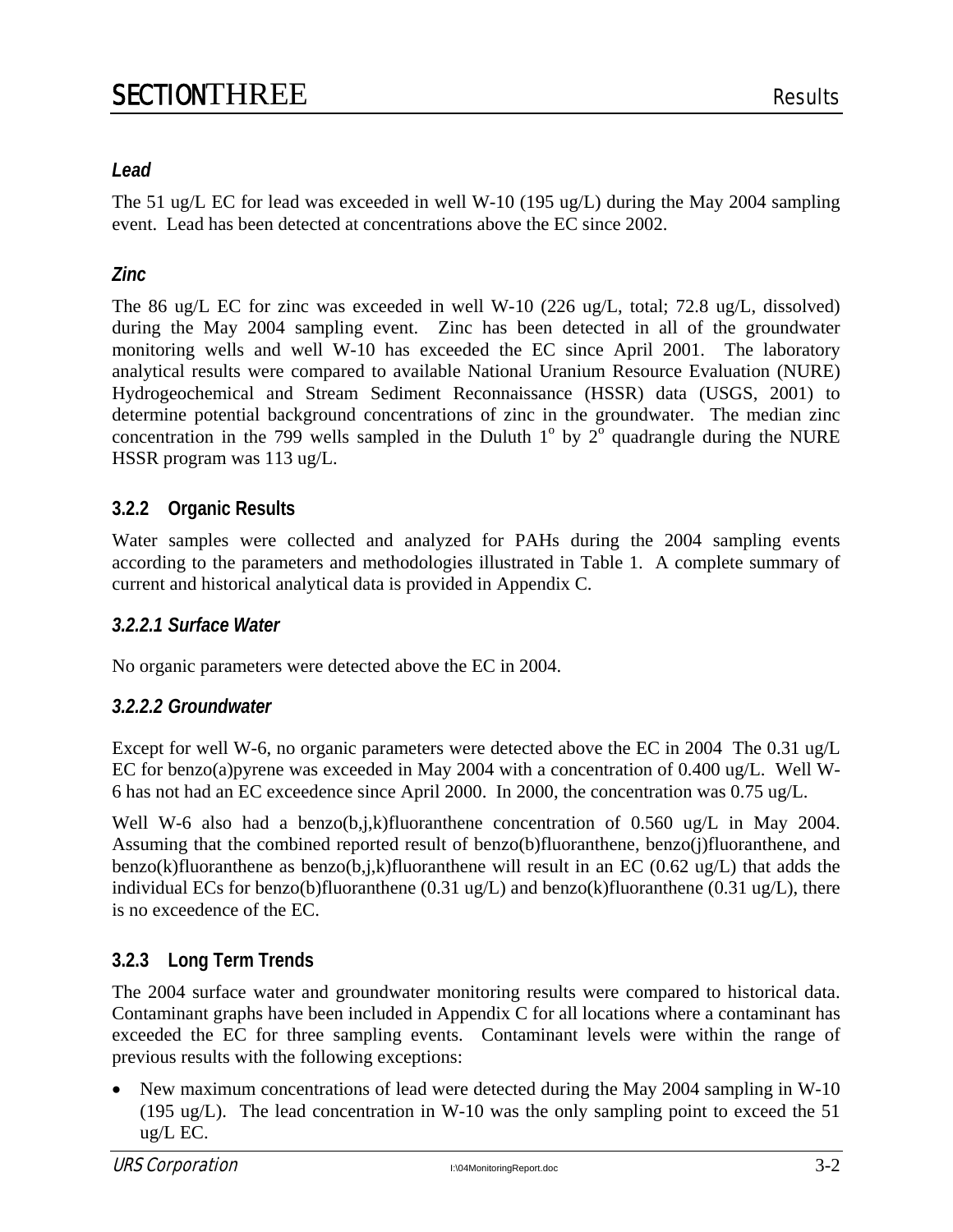### *Lead*

The 51 ug/L EC for lead was exceeded in well W-10 (195 ug/L) during the May 2004 sampling event. Lead has been detected at concentrations above the EC since 2002.

### *Zinc*

The 86 ug/L EC for zinc was exceeded in well W-10 (226 ug/L, total; 72.8 ug/L, dissolved) during the May 2004 sampling event. Zinc has been detected in all of the groundwater monitoring wells and well W-10 has exceeded the EC since April 2001. The laboratory analytical results were compared to available National Uranium Resource Evaluation (NURE) Hydrogeochemical and Stream Sediment Reconnaissance (HSSR) data (USGS, 2001) to determine potential background concentrations of zinc in the groundwater. The median zinc concentration in the 799 wells sampled in the Duluth $1^{o}$ by $2^{o}$ quadrangle during the NURE HSSR program was 113 ug/L.

## 3.2.2 Organic Results

Water samples were collected and analyzed for PAHs during the 2004 sampling events according to the parameters and methodologies illustrated in Table 1. A complete summary of current and historical analytical data is provided in Appendix C.

### *3.2.2.1 Surface Water*

No organic parameters were detected above the EC in 2004.

### *3.2.2.2 Groundwater*

Except for well W-6, no organic parameters were detected above the EC in 2004 The 0.31 ug/L EC for benzo(a)pyrene was exceeded in May 2004 with a concentration of 0.400 ug/L. Well W-6 has not had an EC exceedence since April 2000. In 2000, the concentration was 0.75 ug/L.

Well W-6 also had a benzo(b,j,k)fluoranthene concentration of 0.560 ug/L in May 2004. Assuming that the combined reported result of benzo(b)fluoranthene, benzo(j)fluoranthene, and benzo(k)fluoranthene as benzo(b,j,k)fluoranthene will result in an EC (0.62 ug/L) that adds the individual ECs for benzo(b)fluoranthene (0.31 ug/L) and benzo(k)fluoranthene (0.31 ug/L), there is no exceedence of the EC.

## 3.2.3 Long Term Trends

The 2004 surface water and groundwater monitoring results were compared to historical data. Contaminant graphs have been included in Appendix C for all locations where a contaminant has exceeded the EC for three sampling events. Contaminant levels were within the range of previous results with the following exceptions:

- New maximum concentrations of lead were detected during the May 2004 sampling in W-10 (195 ug/L). The lead concentration in W-10 was the only sampling point to exceed the 51 ug/L EC.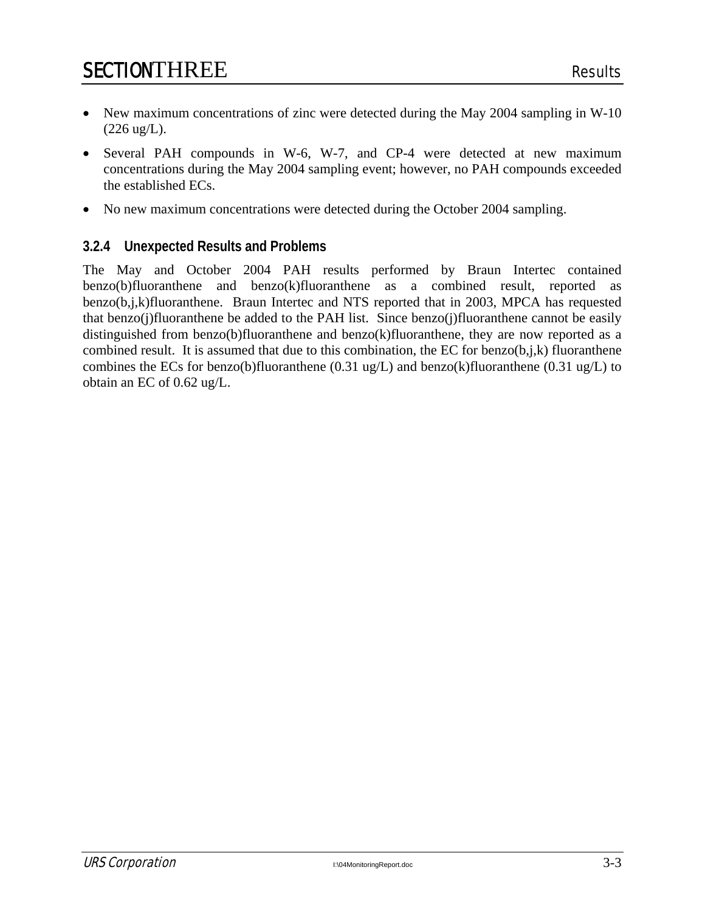- New maximum concentrations of zinc were detected during the May 2004 sampling in W-10 (226 ug/L).
- Several PAH compounds in W-6, W-7, and CP-4 were detected at new maximum concentrations during the May 2004 sampling event; however, no PAH compounds exceeded the established ECs.
- No new maximum concentrations were detected during the October 2004 sampling.

### 3.2.4 Unexpected Results and Problems

The May and October 2004 PAH results performed by Braun Intertec contained benzo(b)fluoranthene and benzo(k)fluoranthene as a combined result, reported as benzo(b,j,k)fluoranthene. Braun Intertec and NTS reported that in 2003, MPCA has requested that benzo(j)fluoranthene be added to the PAH list. Since benzo(j)fluoranthene cannot be easily distinguished from benzo(b)fluoranthene and benzo(k)fluoranthene, they are now reported as a combined result. It is assumed that due to this combination, the EC for benzo(b,j,k) fluoranthene combines the ECs for benzo(b)fluoranthene (0.31 ug/L) and benzo(k)fluoranthene (0.31 ug/L) to obtain an EC of 0.62 ug/L.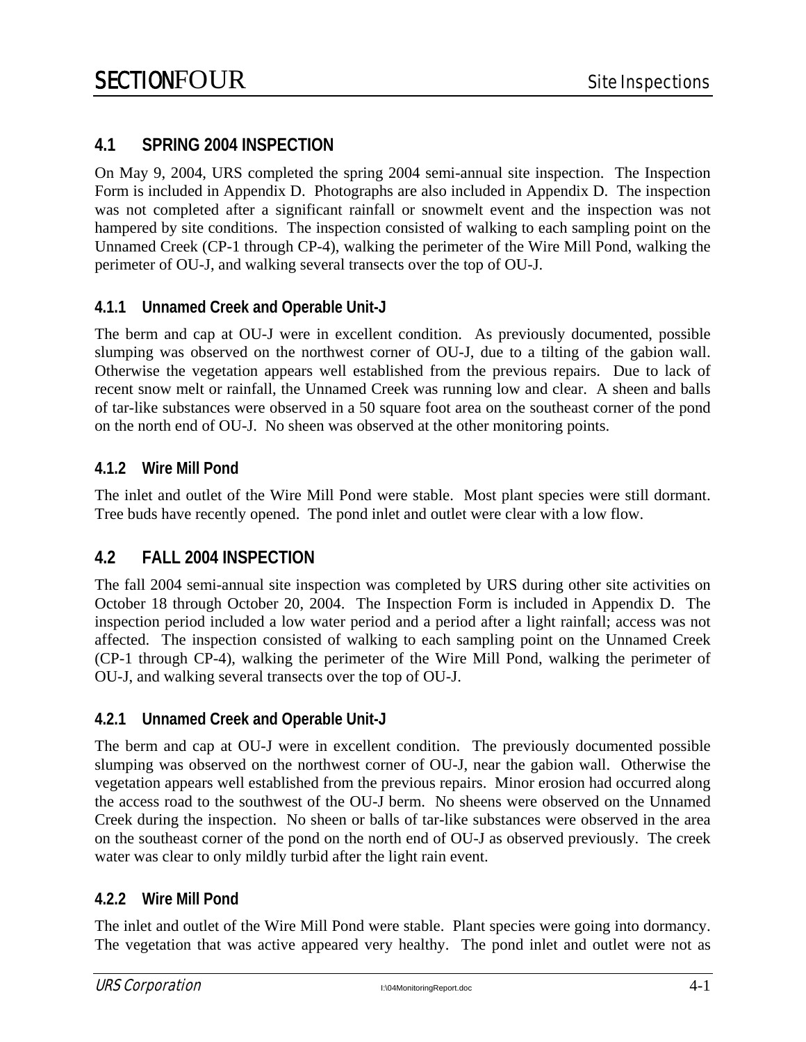# SECTION FOUR Site Inspections

## 4.1 SPRING 2004 INSPECTION

On May 9, 2004, URS completed the spring 2004 semi-annual site inspection. The Inspection Form is included in Appendix D. Photographs are also included in Appendix D. The inspection was not completed after a significant rainfall or snowmelt event and the inspection was not hampered by site conditions. The inspection consisted of walking to each sampling point on the Unnamed Creek (CP-1 through CP-4), walking the perimeter of the Wire Mill Pond, walking the perimeter of OU-J, and walking several transects over the top of OU-J.

### 4.1.1 Unnamed Creek and Operable Unit-J

The berm and cap at OU-J were in excellent condition. As previously documented, possible slumping was observed on the northwest corner of OU-J, due to a tilting of the gabion wall. Otherwise the vegetation appears well established from the previous repairs. Due to lack of recent snow melt or rainfall, the Unnamed Creek was running low and clear. A sheen and balls of tar-like substances were observed in a 50 square foot area on the southeast corner of the pond on the north end of OU-J. No sheen was observed at the other monitoring points.

### 4.1.2 Wire Mill Pond

The inlet and outlet of the Wire Mill Pond were stable. Most plant species were still dormant. Tree buds have recently opened. The pond inlet and outlet were clear with a low flow.

## 4.2 FALL 2004 INSPECTION

The fall 2004 semi-annual site inspection was completed by URS during other site activities on October 18 through October 20, 2004. The Inspection Form is included in Appendix D. The inspection period included a low water period and a period after a light rainfall; access was not affected. The inspection consisted of walking to each sampling point on the Unnamed Creek (CP-1 through CP-4), walking the perimeter of the Wire Mill Pond, walking the perimeter of OU-J, and walking several transects over the top of OU-J.

### 4.2.1 Unnamed Creek and Operable Unit-J

The berm and cap at OU-J were in excellent condition. The previously documented possible slumping was observed on the northwest corner of OU-J, near the gabion wall. Otherwise the vegetation appears well established from the previous repairs. Minor erosion had occurred along the access road to the southwest of the OU-J berm. No sheens were observed on the Unnamed Creek during the inspection. No sheen or balls of tar-like substances were observed in the area on the southeast corner of the pond on the north end of OU-J as observed previously. The creek water was clear to only mildly turbid after the light rain event.

### 4.2.2 Wire Mill Pond

The inlet and outlet of the Wire Mill Pond were stable. Plant species were going into dormancy. The vegetation that was active appeared very healthy. The pond inlet and outlet were not as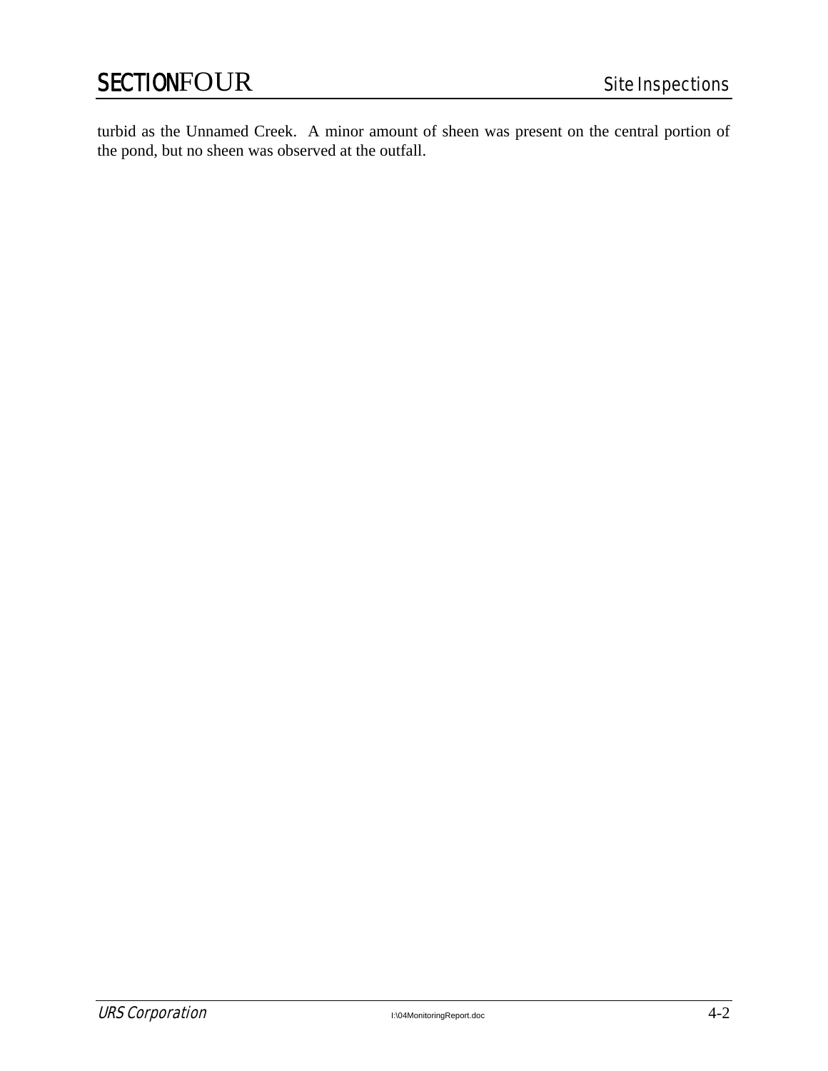turbid as the Unnamed Creek. A minor amount of sheen was present on the central portion of the pond, but no sheen was observed at the outfall.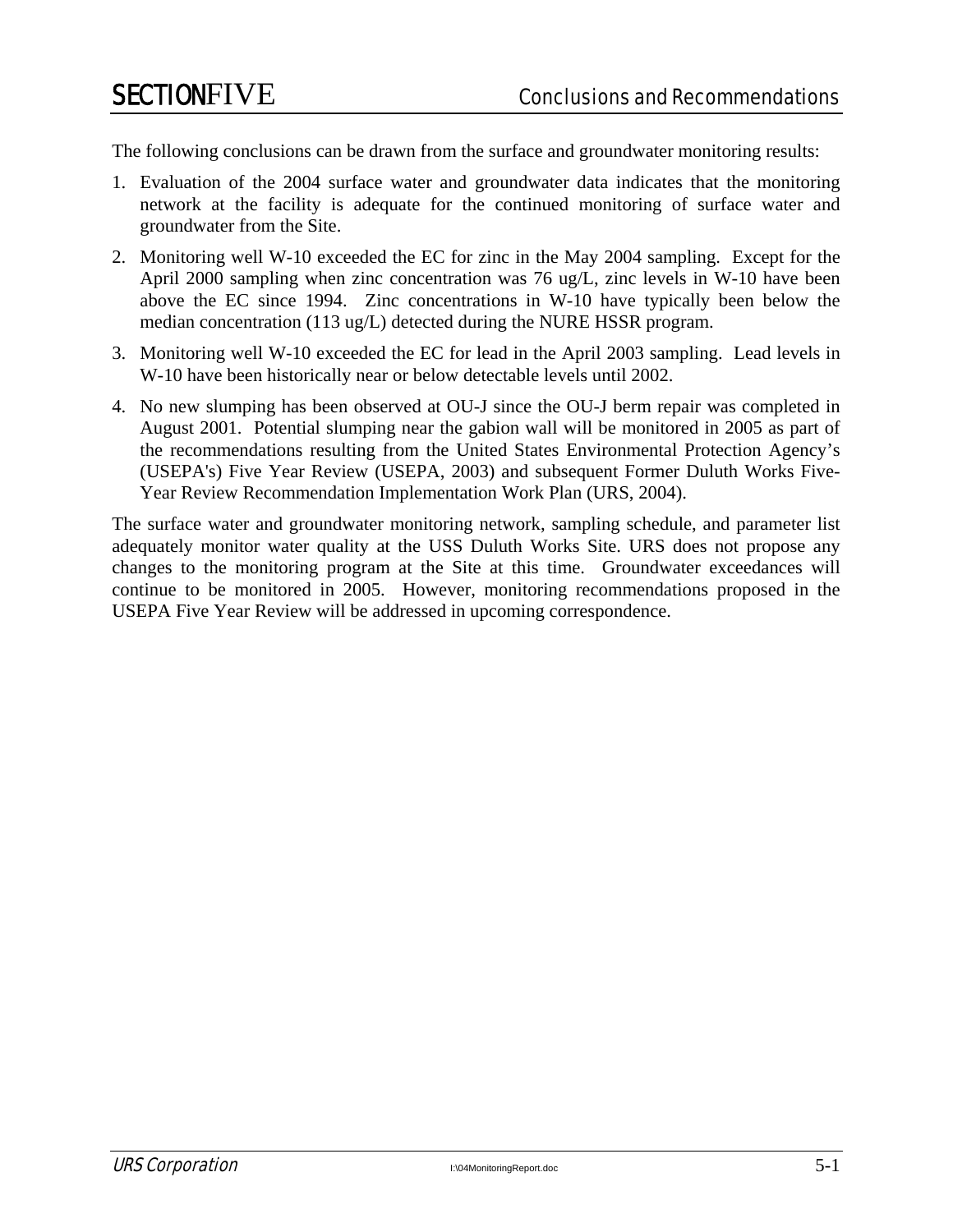# SECTION FIVE Conclusions and Recommendations

The following conclusions can be drawn from the surface and groundwater monitoring results:

1. Evaluation of the 2004 surface water and groundwater data indicates that the monitoring network at the facility is adequate for the continued monitoring of surface water and groundwater from the Site.
2. Monitoring well W-10 exceeded the EC for zinc in the May 2004 sampling. Except for the April 2000 sampling when zinc concentration was 76 ug/L, zinc levels in W-10 have been above the EC since 1994. Zinc concentrations in W-10 have typically been below the median concentration (113 ug/L) detected during the NURE HSSR program.
3. Monitoring well W-10 exceeded the EC for lead in the April 2003 sampling. Lead levels in W-10 have been historically near or below detectable levels until 2002.
4. No new slumping has been observed at OU-J since the OU-J berm repair was completed in August 2001. Potential slumping near the gabion wall will be monitored in 2005 as part of the recommendations resulting from the United States Environmental Protection Agency's (USEPA's) Five Year Review (USEPA, 2003) and subsequent Former Duluth Works Five-Year Review Recommendation Implementation Work Plan (URS, 2004).

The surface water and groundwater monitoring network, sampling schedule, and parameter list adequately monitor water quality at the USS Duluth Works Site. URS does not propose any changes to the monitoring program at the Site at this time. Groundwater exceedances will continue to be monitored in 2005. However, monitoring recommendations proposed in the USEPA Five Year Review will be addressed in upcoming correspondence.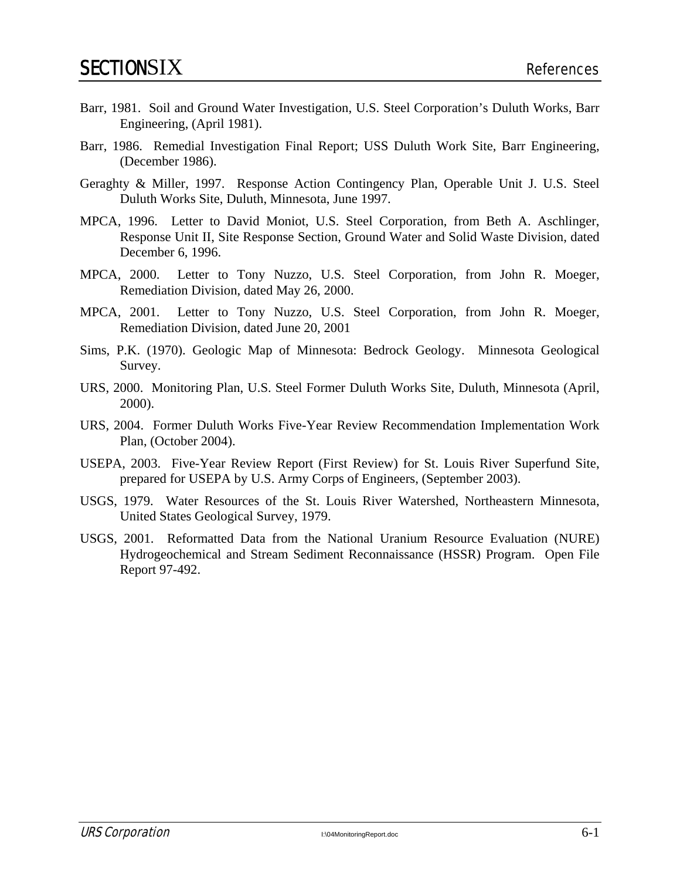# SECTION SIX References

Barr, 1981. Soil and Ground Water Investigation, U.S. Steel Corporation's Duluth Works, Barr Engineering, (April 1981).

Barr, 1986. Remedial Investigation Final Report; USS Duluth Work Site, Barr Engineering, (December 1986).

Geraghty & Miller, 1997. Response Action Contingency Plan, Operable Unit J. U.S. Steel Duluth Works Site, Duluth, Minnesota, June 1997.

MPCA, 1996. Letter to David Moniot, U.S. Steel Corporation, from Beth A. Aschlinger, Response Unit II, Site Response Section, Ground Water and Solid Waste Division, dated December 6, 1996.

MPCA, 2000. Letter to Tony Nuzzo, U.S. Steel Corporation, from John R. Moeger, Remediation Division, dated May 26, 2000.

MPCA, 2001. Letter to Tony Nuzzo, U.S. Steel Corporation, from John R. Moeger, Remediation Division, dated June 20, 2001

Sims, P.K. (1970). Geologic Map of Minnesota: Bedrock Geology. Minnesota Geological Survey.

URS, 2000. Monitoring Plan, U.S. Steel Former Duluth Works Site, Duluth, Minnesota (April, 2000).

URS, 2004. Former Duluth Works Five-Year Review Recommendation Implementation Work Plan, (October 2004).

USEPA, 2003. Five-Year Review Report (First Review) for St. Louis River Superfund Site, prepared for USEPA by U.S. Army Corps of Engineers, (September 2003).

USGS, 1979. Water Resources of the St. Louis River Watershed, Northeastern Minnesota, United States Geological Survey, 1979.

USGS, 2001. Reformatted Data from the National Uranium Resource Evaluation (NURE) Hydrogeochemical and Stream Sediment Reconnaissance (HSSR) Program. Open File Report 97-492.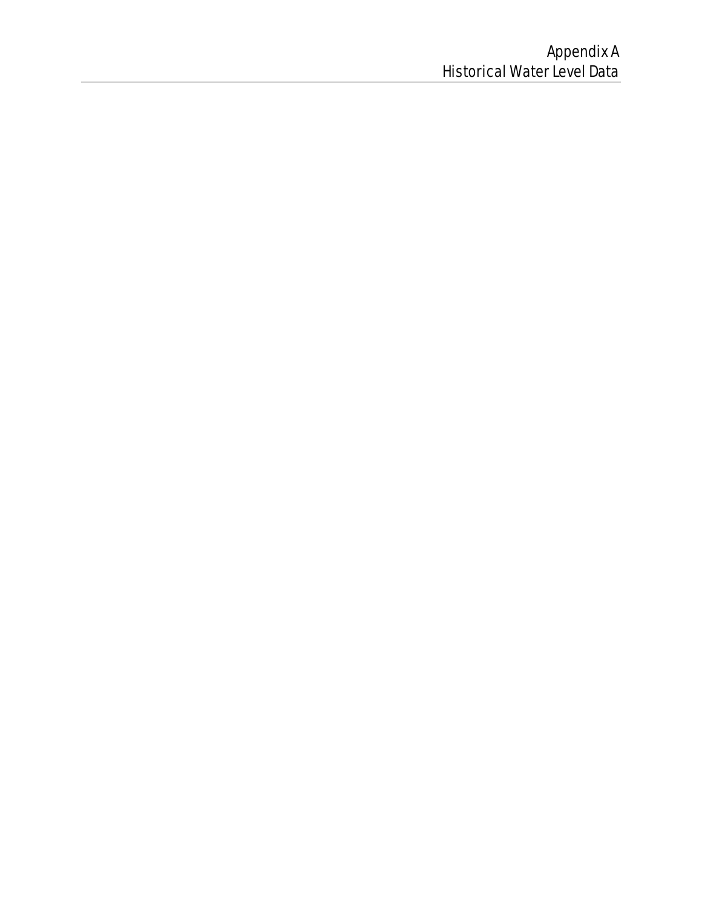# Appendix A
## Historical Water Level Data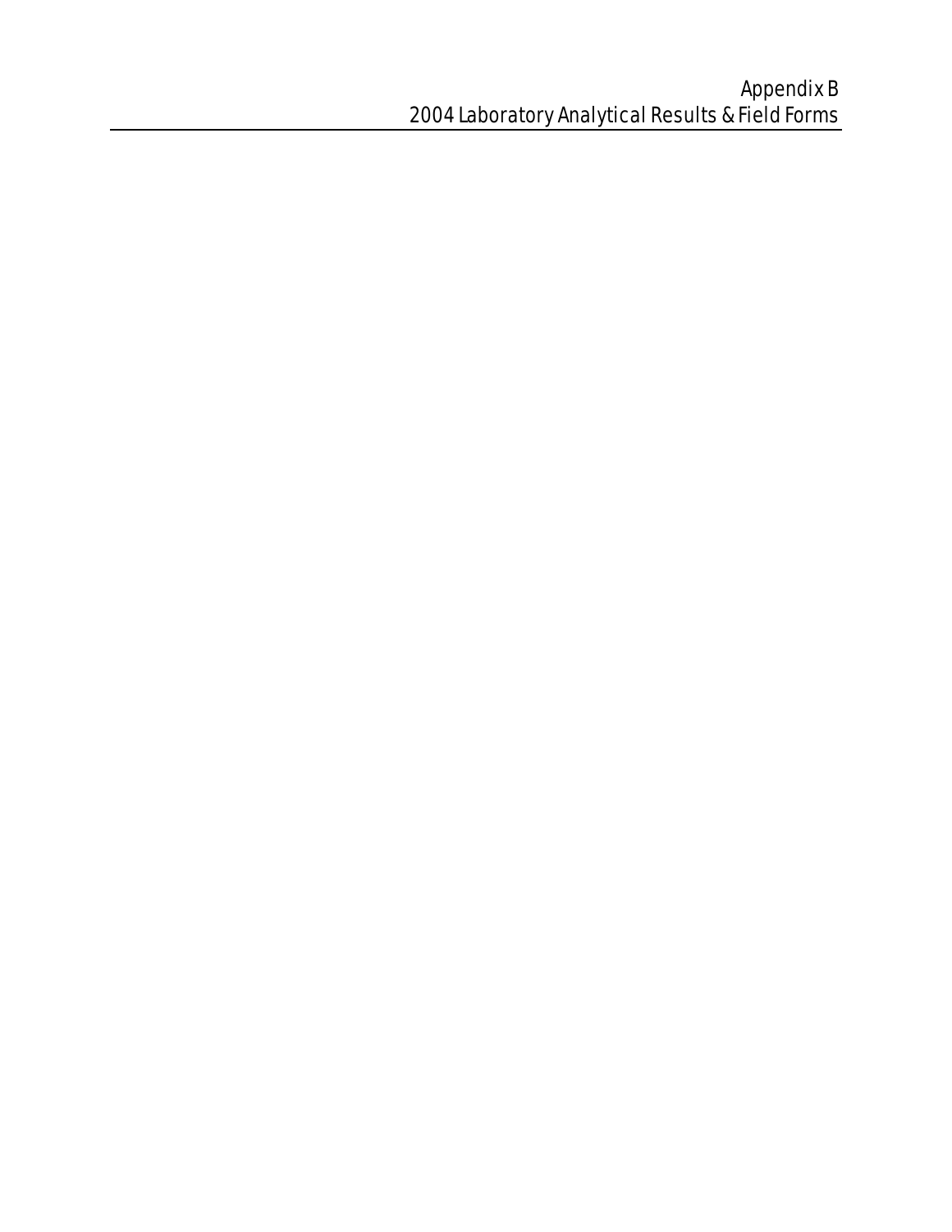# Appendix B
## 2004 Laboratory Analytical Results & Field Forms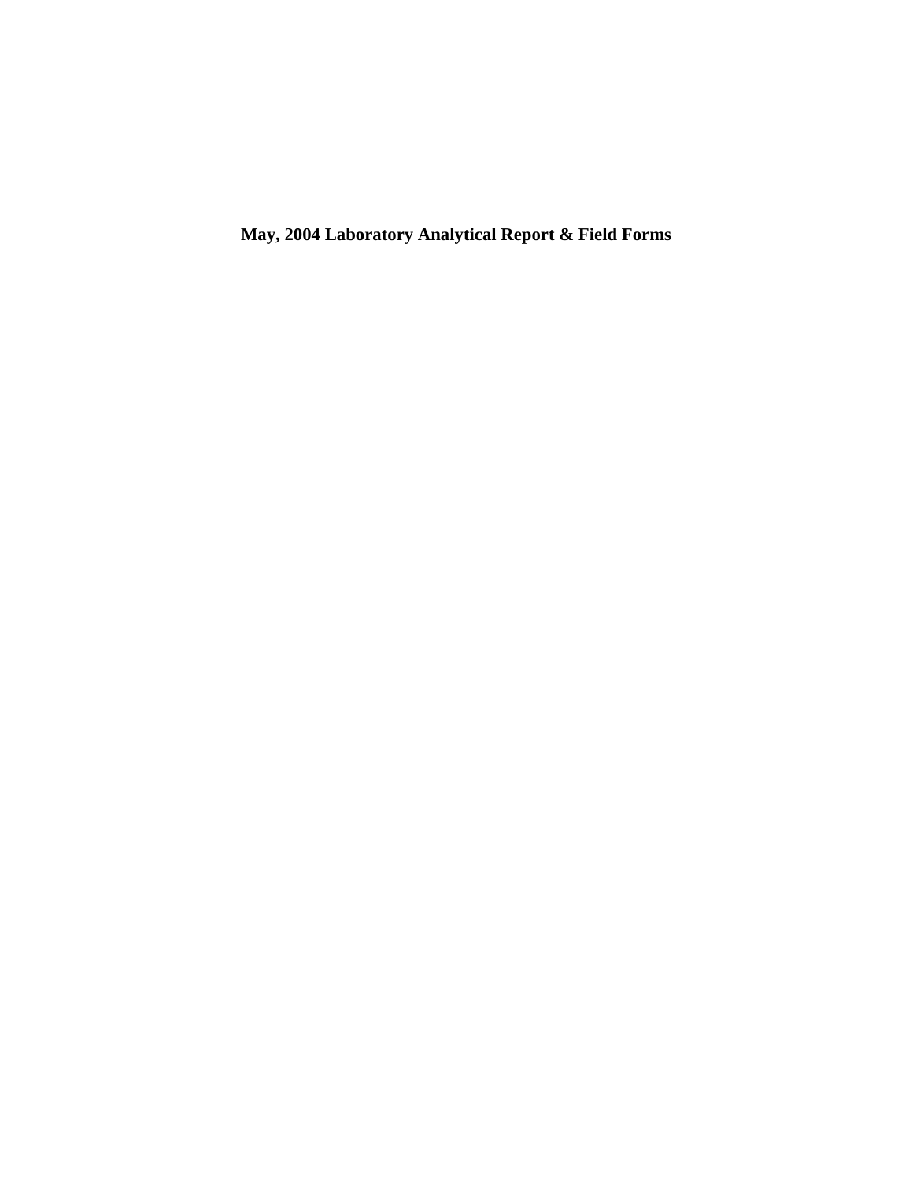**May, 2004 Laboratory Analytical Report & Field Forms**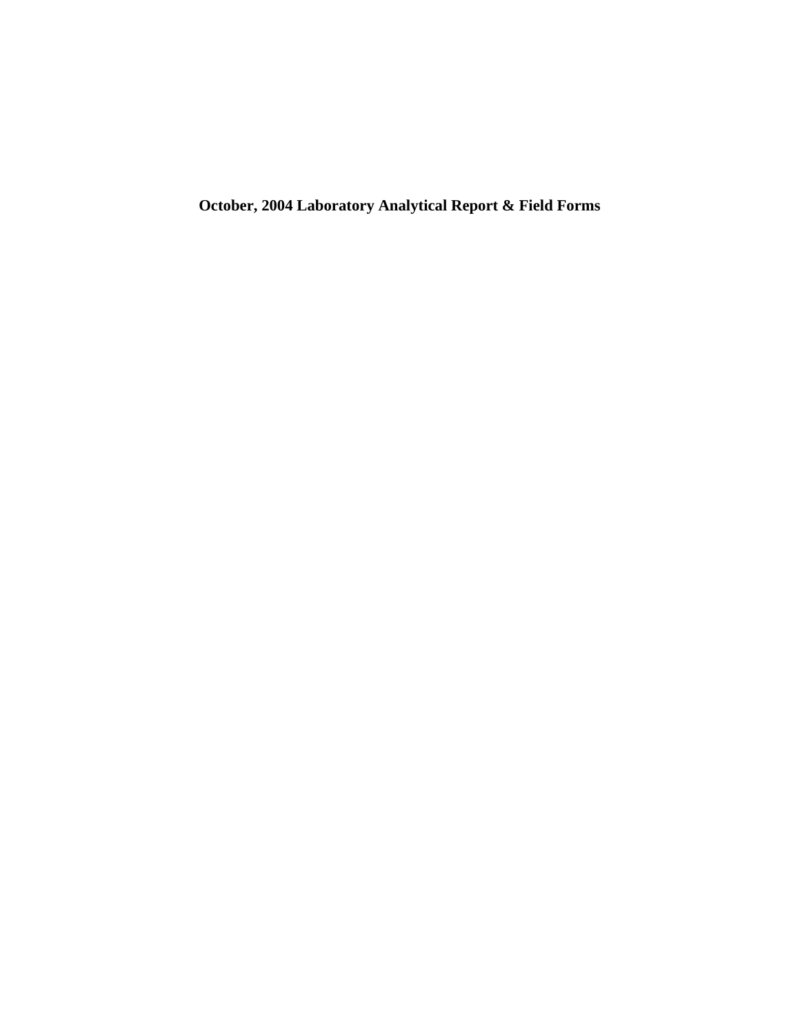**October, 2004 Laboratory Analytical Report & Field Forms**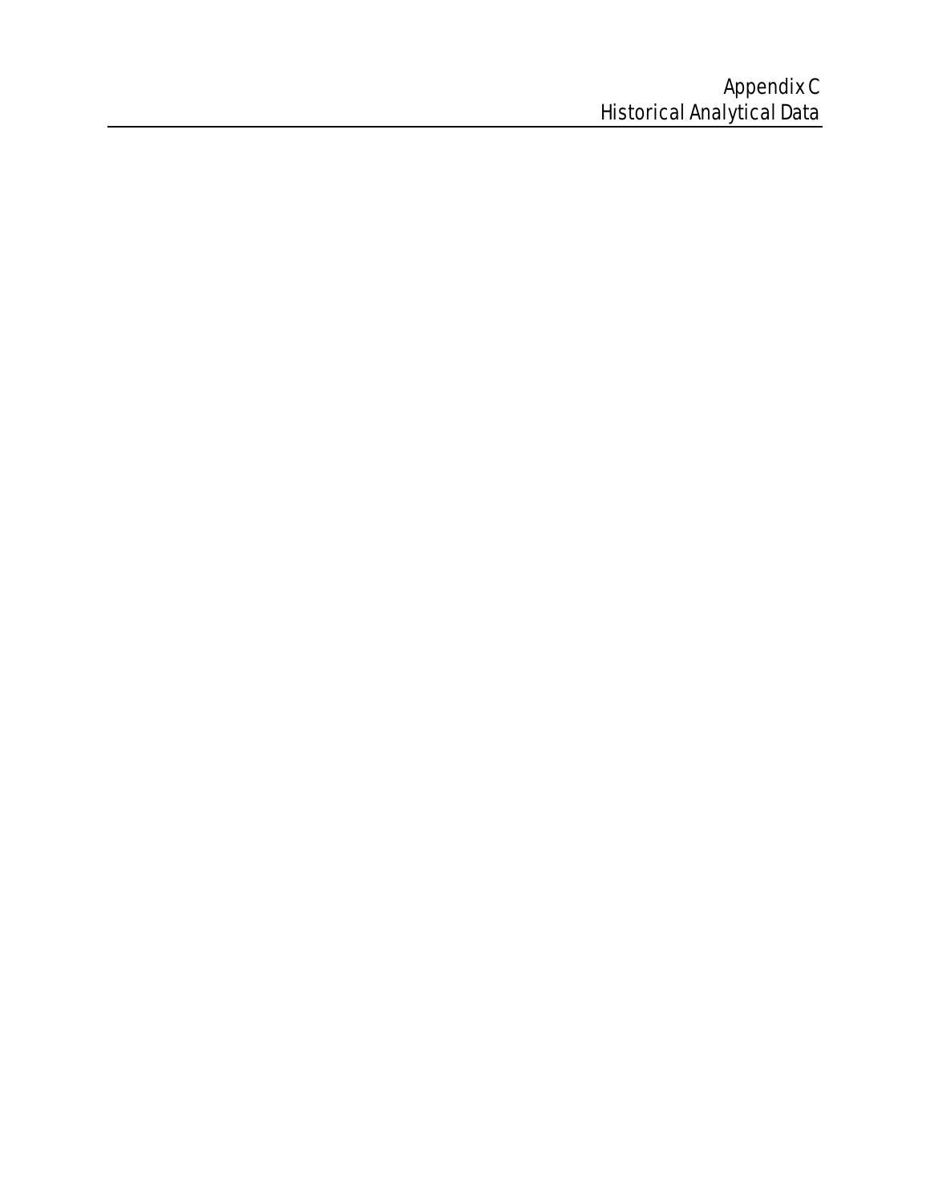# Appendix C
## Historical Analytical Data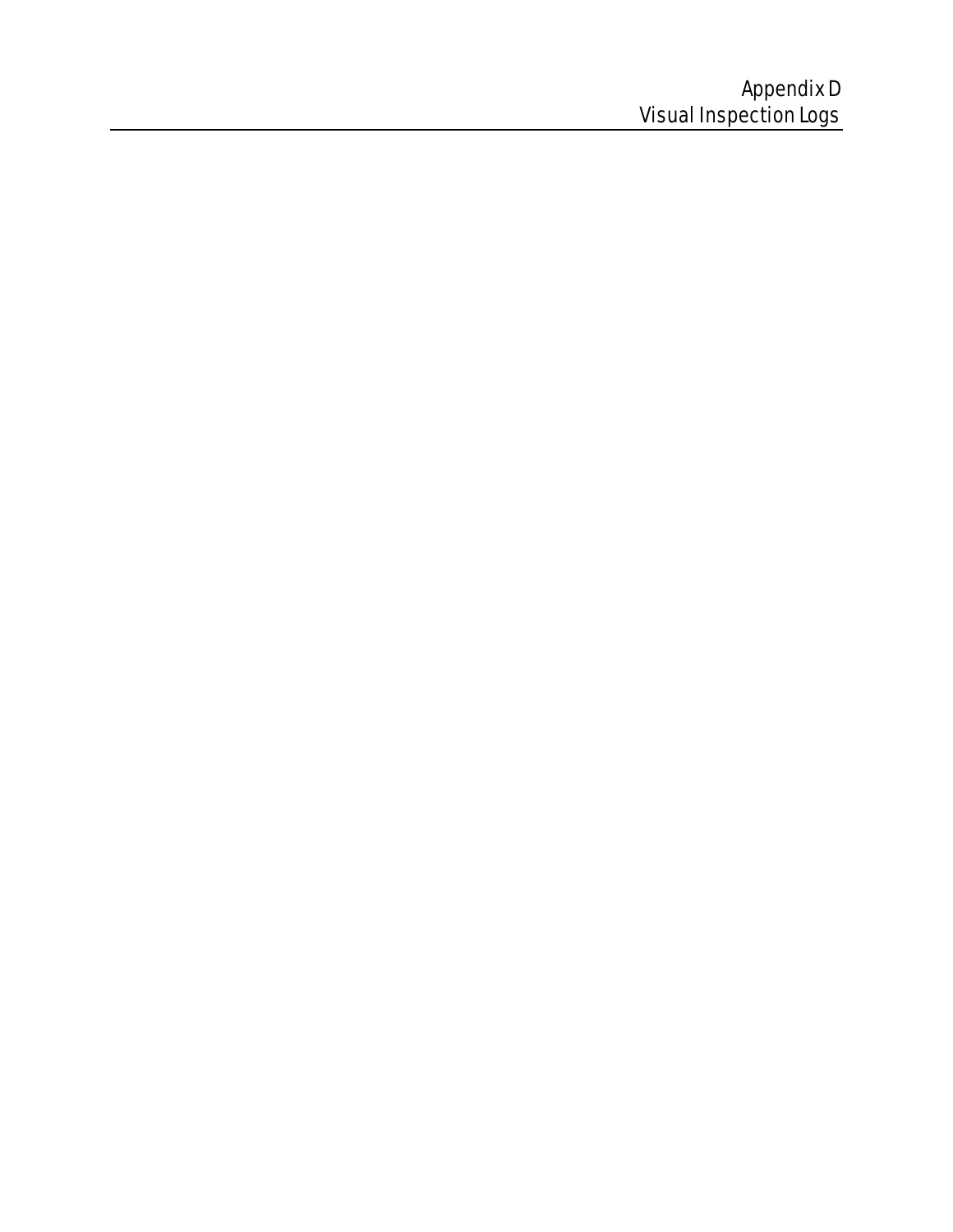# Appendix D
# Visual Inspection Logs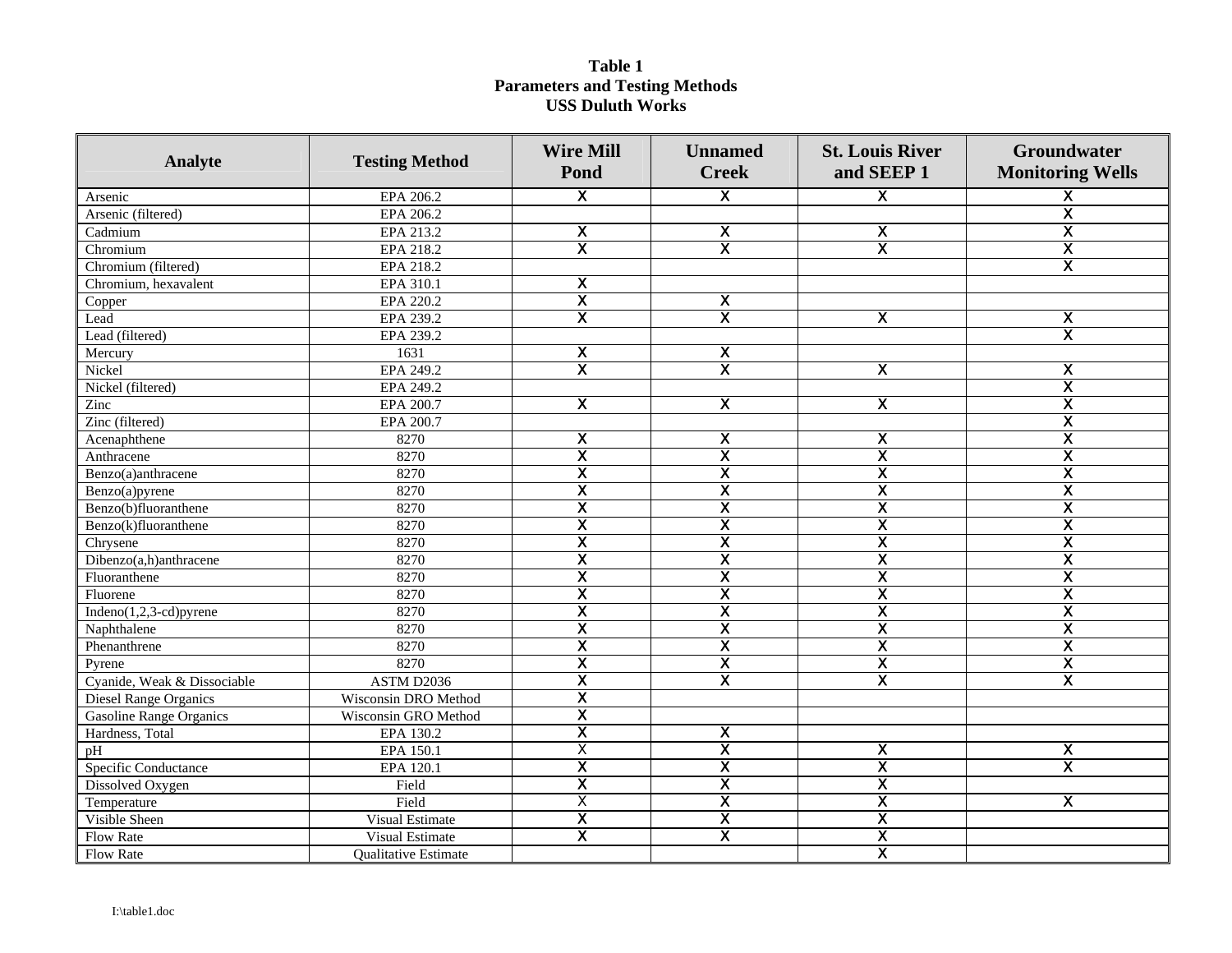**Table 1**
**Parameters and Testing Methods**
**USS Duluth Works**

| Analyte | Testing Method | Wire Mill Pond | Unnamed Creek | St. Louis River and SEEP 1 | Groundwater Monitoring Wells |
|---|---|---|---|---|---|
| Arsenic | EPA 206.2 | X | X | X | X |
| Arsenic (filtered) | EPA 206.2 | | | | X |
| Cadmium | EPA 213.2 | X | X | X | X |
| Chromium | EPA 218.2 | X | X | X | X |
| Chromium (filtered) | EPA 218.2 | | | | X |
| Chromium, hexavalent | EPA 310.1 | X | | | |
| Copper | EPA 220.2 | X | X | | |
| Lead | EPA 239.2 | X | X | X | X |
| Lead (filtered) | EPA 239.2 | | | | X |
| Mercury | 1631 | X | X | | |
| Nickel | EPA 249.2 | X | X | X | X |
| Nickel (filtered) | EPA 249.2 | | | | X |
| Zinc | EPA 200.7 | X | X | X | X |
| Zinc (filtered) | EPA 200.7 | | | | X |
| Acenaphthene | 8270 | X | X | X | X |
| Anthracene | 8270 | X | X | X | X |
| Benzo(a)anthracene | 8270 | X | X | X | X |
| Benzo(a)pyrene | 8270 | X | X | X | X |
| Benzo(b)fluoranthene | 8270 | X | X | X | X |
| Benzo(k)fluoranthene | 8270 | X | X | X | X |
| Chrysene | 8270 | X | X | X | X |
| Dibenzo(a,h)anthracene | 8270 | X | X | X | X |
| Fluoranthene | 8270 | X | X | X | X |
| Fluorene | 8270 | X | X | X | X |
| Indeno(1,2,3-cd)pyrene | 8270 | X | X | X | X |
| Naphthalene | 8270 | X | X | X | X |
| Phenanthrene | 8270 | X | X | X | X |
| Pyrene | 8270 | X | X | X | X |
| Cyanide, Weak & Dissociable | ASTM D2036 | X | X | X | X |
| Diesel Range Organics | Wisconsin DRO Method | X | | | |
| Gasoline Range Organics | Wisconsin GRO Method | X | | | |
| Hardness, Total | EPA 130.2 | X | X | | |
| pH | EPA 150.1 | X | X | X | X |
| Specific Conductance | EPA 120.1 | X | X | X | X |
| Dissolved Oxygen | Field | X | X | X | |
| Temperature | Field | X | X | X | X |
| Visible Sheen | Visual Estimate | X | X | X | |
| Flow Rate | Visual Estimate | X | X | X | |
| Flow Rate | Qualitative Estimate | | | X | |

I:\table1.doc